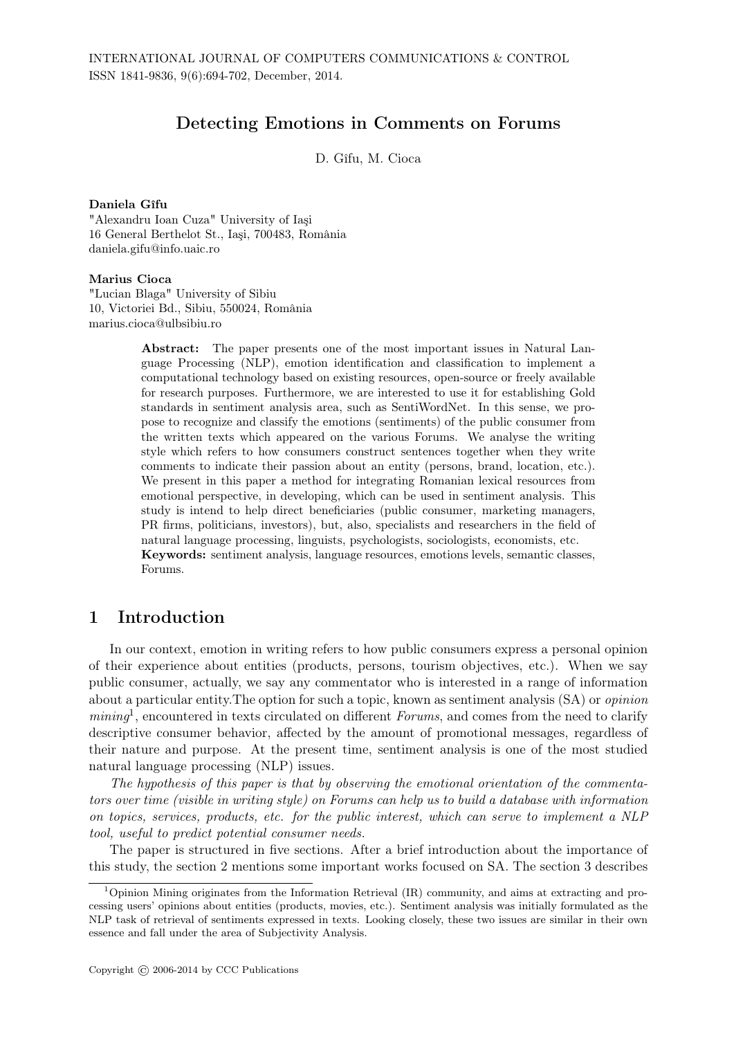# Detecting Emotions in Comments on Forums

D. Gîfu, M. Cioca

**Daniela Gîfu**
"Alexandru Ioan Cuza" University of Iaşi
16 General Berthelot St., Iaşi, 700483, România
daniela.gifu@info.uaic.ro

**Marius Cioca**
"Lucian Blaga" University of Sibiu
10, Victoriei Bd., Sibiu, 550024, România
marius.cioca@ulbsibiu.ro

**Abstract:** The paper presents one of the most important issues in Natural Language Processing (NLP), emotion identification and classification to implement a computational technology based on existing resources, open-source or freely available for research purposes. Furthermore, we are interested to use it for establishing Gold standards in sentiment analysis area, such as SentiWordNet. In this sense, we propose to recognize and classify the emotions (sentiments) of the public consumer from the written texts which appeared on the various Forums. We analyse the writing style which refers to how consumers construct sentences together when they write comments to indicate their passion about an entity (persons, brand, location, etc.). We present in this paper a method for integrating Romanian lexical resources from emotional perspective, in developing, which can be used in sentiment analysis. This study is intend to help direct beneficiaries (public consumer, marketing managers, PR firms, politicians, investors), but, also, specialists and researchers in the field of natural language processing, linguists, psychologists, sociologists, economists, etc.
**Keywords:** sentiment analysis, language resources, emotions levels, semantic classes, Forums.

## 1 Introduction

In our context, emotion in writing refers to how public consumers express a personal opinion of their experience about entities (products, persons, tourism objectives, etc.). When we say public consumer, actually, we say any commentator who is interested in a range of information about a particular entity.The option for such a topic, known as sentiment analysis (SA) or *opinion mining*[1], encountered in texts circulated on different *Forums*, and comes from the need to clarify descriptive consumer behavior, affected by the amount of promotional messages, regardless of their nature and purpose. At the present time, sentiment analysis is one of the most studied natural language processing (NLP) issues.

*The hypothesis of this paper is that by observing the emotional orientation of the commentators over time (visible in writing style) on Forums can help us to build a database with information on topics, services, products, etc. for the public interest, which can serve to implement a NLP tool, useful to predict potential consumer needs.*

The paper is structured in five sections. After a brief introduction about the importance of this study, the section 2 mentions some important works focused on SA. The section 3 describes

[1] Opinion Mining originates from the Information Retrieval (IR) community, and aims at extracting and processing users' opinions about entities (products, movies, etc.). Sentiment analysis was initially formulated as the NLP task of retrieval of sentiments expressed in texts. Looking closely, these two issues are similar in their own essence and fall under the area of Subjectivity Analysis.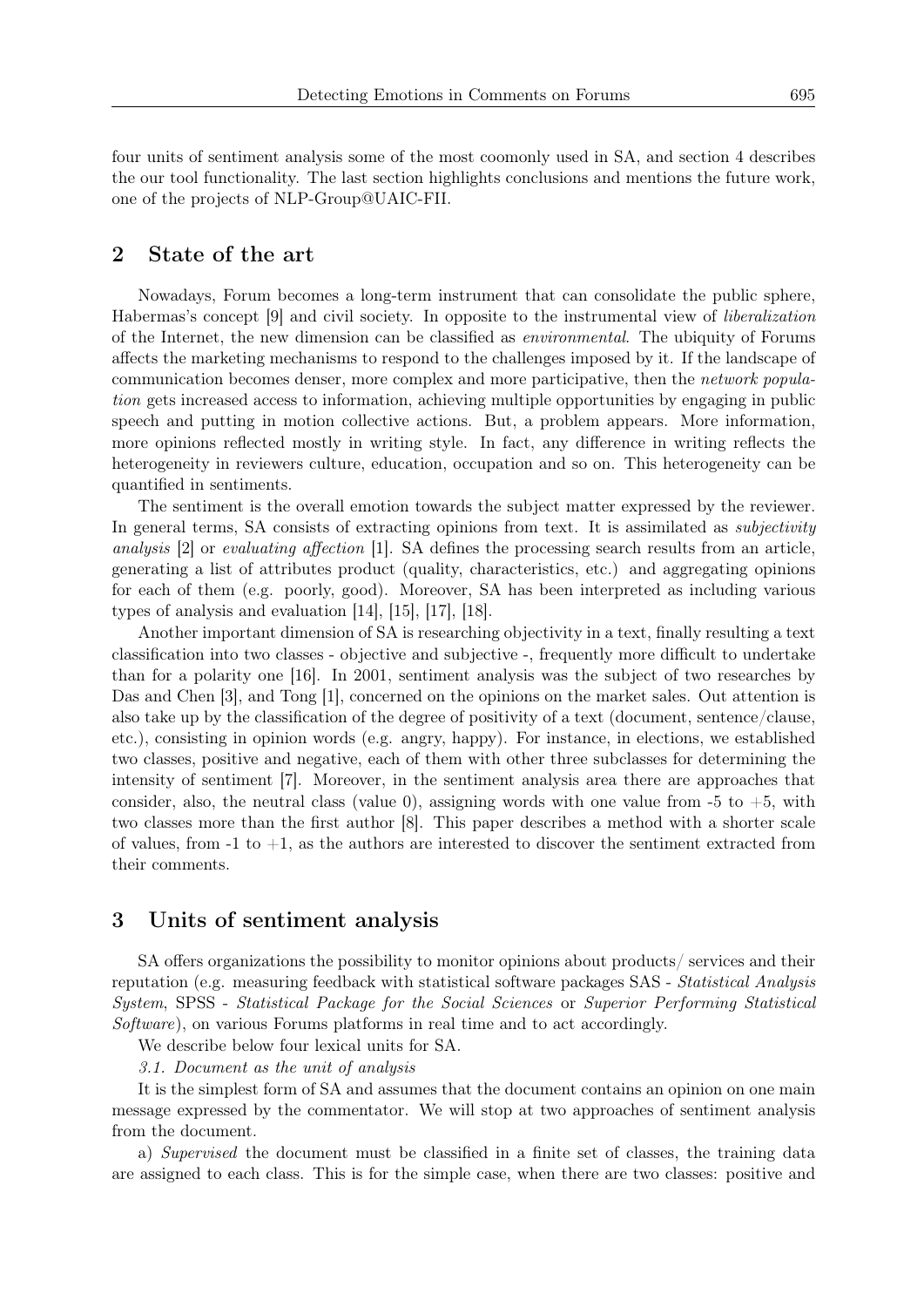four units of sentiment analysis some of the most coomonly used in SA, and section 4 describes the our tool functionality. The last section highlights conclusions and mentions the future work, one of the projects of NLP-Group@UAIC-FII.

## 2 State of the art

Nowadays, Forum becomes a long-term instrument that can consolidate the public sphere, Habermas's concept [9] and civil society. In opposite to the instrumental view of *liberalization* of the Internet, the new dimension can be classified as *environmental*. The ubiquity of Forums affects the marketing mechanisms to respond to the challenges imposed by it. If the landscape of communication becomes denser, more complex and more participative, then the *network population* gets increased access to information, achieving multiple opportunities by engaging in public speech and putting in motion collective actions. But, a problem appears. More information, more opinions reflected mostly in writing style. In fact, any difference in writing reflects the heterogeneity in reviewers culture, education, occupation and so on. This heterogeneity can be quantified in sentiments.

The sentiment is the overall emotion towards the subject matter expressed by the reviewer. In general terms, SA consists of extracting opinions from text. It is assimilated as *subjectivity analysis* [2] or *evaluating affection* [1]. SA defines the processing search results from an article, generating a list of attributes product (quality, characteristics, etc.) and aggregating opinions for each of them (e.g. poorly, good). Moreover, SA has been interpreted as including various types of analysis and evaluation [14], [15], [17], [18].

Another important dimension of SA is researching objectivity in a text, finally resulting a text classification into two classes - objective and subjective -, frequently more difficult to undertake than for a polarity one [16]. In 2001, sentiment analysis was the subject of two researches by Das and Chen [3], and Tong [1], concerned on the opinions on the market sales. Out attention is also take up by the classification of the degree of positivity of a text (document, sentence/clause, etc.), consisting in opinion words (e.g. angry, happy). For instance, in elections, we established two classes, positive and negative, each of them with other three subclasses for determining the intensity of sentiment [7]. Moreover, in the sentiment analysis area there are approaches that consider, also, the neutral class (value 0), assigning words with one value from -5 to +5, with two classes more than the first author [8]. This paper describes a method with a shorter scale of values, from -1 to +1, as the authors are interested to discover the sentiment extracted from their comments.

## 3 Units of sentiment analysis

SA offers organizations the possibility to monitor opinions about products/ services and their reputation (e.g. measuring feedback with statistical software packages SAS - *Statistical Analysis System*, SPSS - *Statistical Package for the Social Sciences* or *Superior Performing Statistical Software*), on various Forums platforms in real time and to act accordingly.

We describe below four lexical units for SA.

*3.1. Document as the unit of analysis*

It is the simplest form of SA and assumes that the document contains an opinion on one main message expressed by the commentator. We will stop at two approaches of sentiment analysis from the document.

a) *Supervised* the document must be classified in a finite set of classes, the training data are assigned to each class. This is for the simple case, when there are two classes: positive and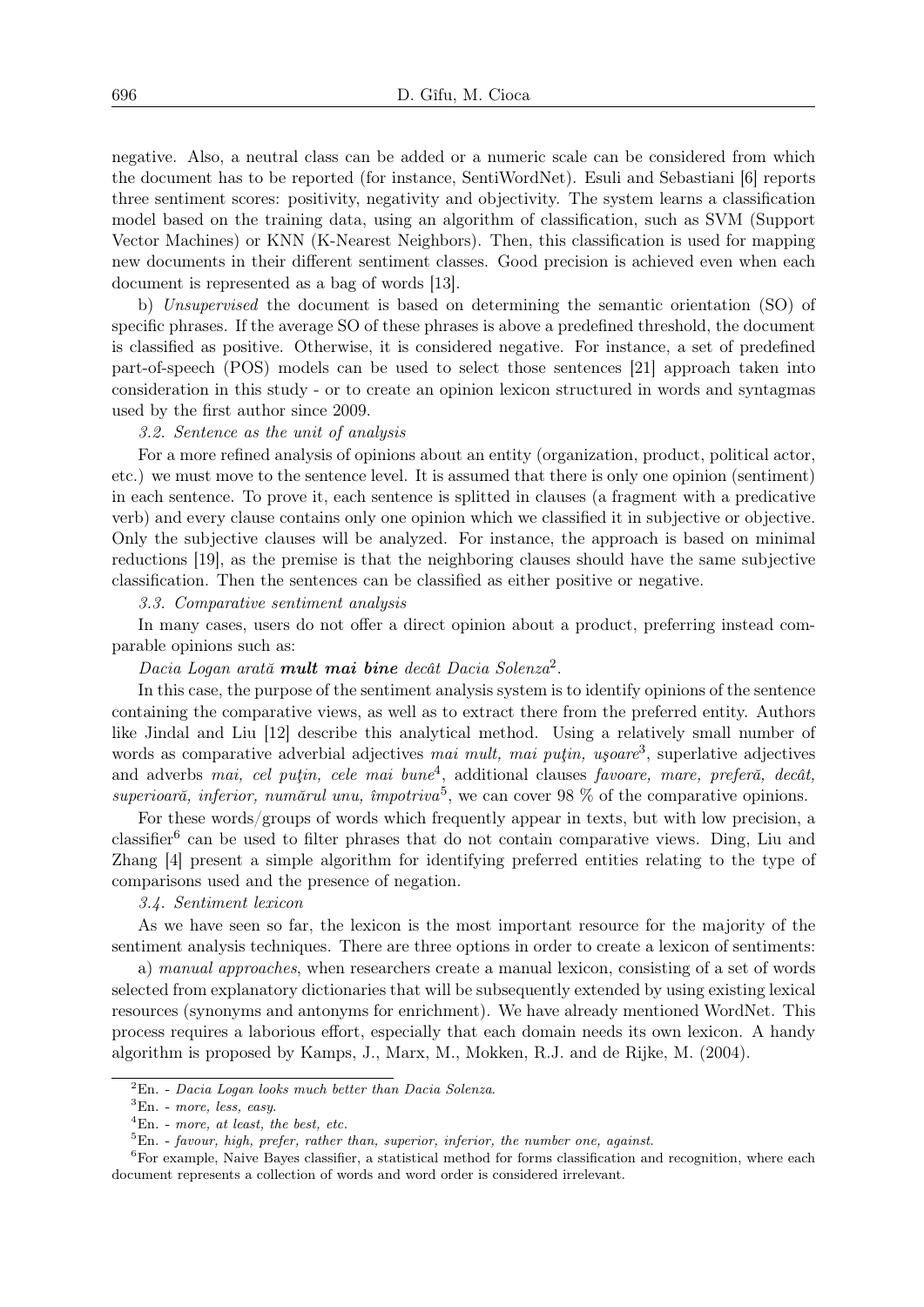negative. Also, a neutral class can be added or a numeric scale can be considered from which the document has to be reported (for instance, SentiWordNet). Esuli and Sebastiani [6] reports three sentiment scores: positivity, negativity and objectivity. The system learns a classification model based on the training data, using an algorithm of classification, such as SVM (Support Vector Machines) or KNN (K-Nearest Neighbors). Then, this classification is used for mapping new documents in their different sentiment classes. Good precision is achieved even when each document is represented as a bag of words [13].

b) *Unsupervised* the document is based on determining the semantic orientation (SO) of specific phrases. If the average SO of these phrases is above a predefined threshold, the document is classified as positive. Otherwise, it is considered negative. For instance, a set of predefined part-of-speech (POS) models can be used to select those sentences [21] approach taken into consideration in this study - or to create an opinion lexicon structured in words and syntagmas used by the first author since 2009.

*3.2. Sentence as the unit of analysis*

For a more refined analysis of opinions about an entity (organization, product, political actor, etc.) we must move to the sentence level. It is assumed that there is only one opinion (sentiment) in each sentence. To prove it, each sentence is splitted in clauses (a fragment with a predicative verb) and every clause contains only one opinion which we classified it in subjective or objective. Only the subjective clauses will be analyzed. For instance, the approach is based on minimal reductions [19], as the premise is that the neighboring clauses should have the same subjective classification. Then the sentences can be classified as either positive or negative.

*3.3. Comparative sentiment analysis*

In many cases, users do not offer a direct opinion about a product, preferring instead comparable opinions such as:

*Dacia Logan arată* ***mult mai bine*** *decât Dacia Solenza*[2].

In this case, the purpose of the sentiment analysis system is to identify opinions of the sentence containing the comparative views, as well as to extract there from the preferred entity. Authors like Jindal and Liu [12] describe this analytical method. Using a relatively small number of words as comparative adverbial adjectives *mai mult, mai puţin, uşoare*[3], superlative adjectives and adverbs *mai, cel puţin, cele mai bune*[4], additional clauses *favoare, mare, preferă, decât, superioară, inferior, numărul unu, împotriva*[5], we can cover 98 % of the comparative opinions.

For these words/groups of words which frequently appear in texts, but with low precision, a classifier[6] can be used to filter phrases that do not contain comparative views. Ding, Liu and Zhang [4] present a simple algorithm for identifying preferred entities relating to the type of comparisons used and the presence of negation.

*3.4. Sentiment lexicon*

As we have seen so far, the lexicon is the most important resource for the majority of the sentiment analysis techniques. There are three options in order to create a lexicon of sentiments:

a) *manual approaches*, when researchers create a manual lexicon, consisting of a set of words selected from explanatory dictionaries that will be subsequently extended by using existing lexical resources (synonyms and antonyms for enrichment). We have already mentioned WordNet. This process requires a laborious effort, especially that each domain needs its own lexicon. A handy algorithm is proposed by Kamps, J., Marx, M., Mokken, R.J. and de Rijke, M. (2004).

---

[2] En. - *Dacia Logan looks much better than Dacia Solenza*.

[3] En. - *more, less, easy*.

[4] En. - *more, at least, the best, etc.*

[5] En. - *favour, high, prefer, rather than, superior, inferior, the number one, against*.

[6] For example, Naive Bayes classifier, a statistical method for forms classification and recognition, where each document represents a collection of words and word order is considered irrelevant.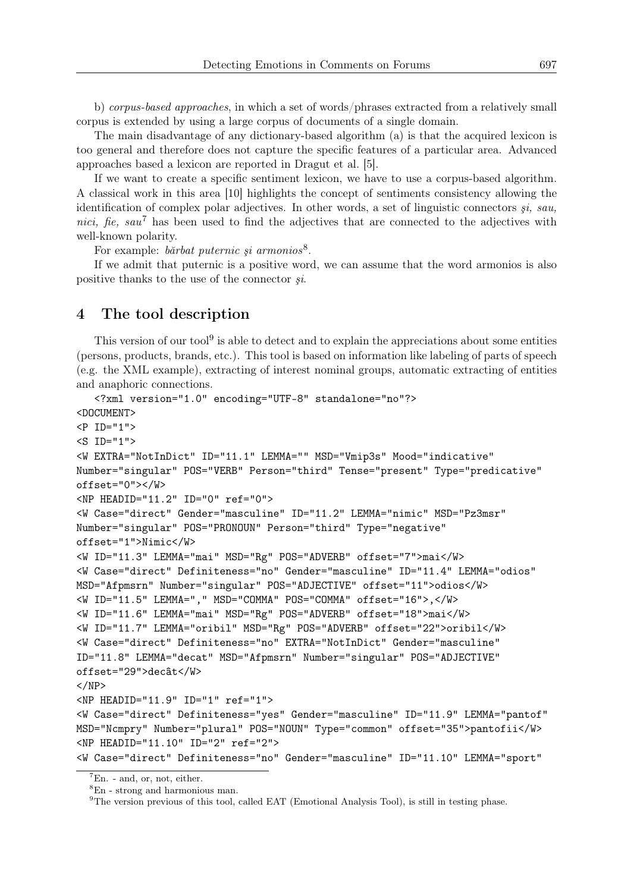b) *corpus-based approaches*, in which a set of words/phrases extracted from a relatively small corpus is extended by using a large corpus of documents of a single domain.

The main disadvantage of any dictionary-based algorithm (a) is that the acquired lexicon is too general and therefore does not capture the specific features of a particular area. Advanced approaches based a lexicon are reported in Dragut et al. [5].

If we want to create a specific sentiment lexicon, we have to use a corpus-based algorithm. A classical work in this area [10] highlights the concept of sentiments consistency allowing the identification of complex polar adjectives. In other words, a set of linguistic connectors *şi, sau, nici, fie, sau*[7] has been used to find the adjectives that are connected to the adjectives with well-known polarity.

For example: *bărbat puternic şi armonios*[8].

If we admit that puternic is a positive word, we can assume that the word armonios is also positive thanks to the use of the connector *şi*.

## 4 The tool description

This version of our tool[9] is able to detect and to explain the appreciations about some entities (persons, products, brands, etc.). This tool is based on information like labeling of parts of speech (e.g. the XML example), extracting of interest nominal groups, automatic extracting of entities and anaphoric connections.

```
<?xml version="1.0" encoding="UTF-8" standalone="no"?>
<DOCUMENT>
<P ID="1">
<S ID="1">
<W EXTRA="NotInDict" ID="11.1" LEMMA="" MSD="Vmip3s" Mood="indicative"
Number="singular" POS="VERB" Person="third" Tense="present" Type="predicative"
offset="0"></W>
<NP HEADID="11.2" ID="0" ref="0">
<W Case="direct" Gender="masculine" ID="11.2" LEMMA="nimic" MSD="Pz3msr"
Number="singular" POS="PRONOUN" Person="third" Type="negative"
offset="1">Nimic</W>
<W ID="11.3" LEMMA="mai" MSD="Rg" POS="ADVERB" offset="7">mai</W>
<W Case="direct" Definiteness="no" Gender="masculine" ID="11.4" LEMMA="odios"
MSD="Afpmsrn" Number="singular" POS="ADJECTIVE" offset="11">odios</W>
<W ID="11.5" LEMMA="," MSD="COMMA" POS="COMMA" offset="16">,</W>
<W ID="11.6" LEMMA="mai" MSD="Rg" POS="ADVERB" offset="18">mai</W>
<W ID="11.7" LEMMA="oribil" MSD="Rg" POS="ADVERB" offset="22">oribil</W>
<W Case="direct" Definiteness="no" EXTRA="NotInDict" Gender="masculine"
ID="11.8" LEMMA="decat" MSD="Afpmsrn" Number="singular" POS="ADJECTIVE"
offset="29">decât</W>
</NP>
<NP HEADID="11.9" ID="1" ref="1">
<W Case="direct" Definiteness="yes" Gender="masculine" ID="11.9" LEMMA="pantof"
MSD="Ncmpry" Number="plural" POS="NOUN" Type="common" offset="35">pantofii</W>
<NP HEADID="11.10" ID="2" ref="2">
<W Case="direct" Definiteness="no" Gender="masculine" ID="11.10" LEMMA="sport"
```

---

[7] En. - and, or, not, either.

[8] En - strong and harmonious man.

[9] The version previous of this tool, called EAT (Emotional Analysis Tool), is still in testing phase.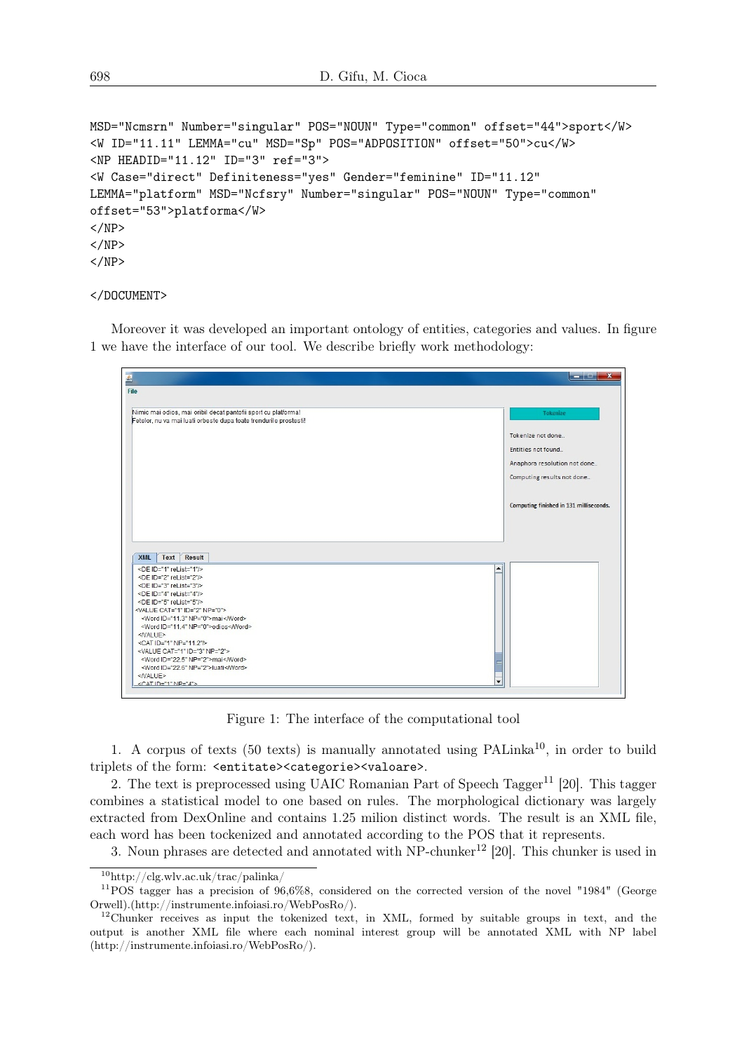```
MSD="Ncmsrn" Number="singular" POS="NOUN" Type="common" offset="44">sport</W>
<W ID="11.11" LEMMA="cu" MSD="Sp" POS="ADPOSITION" offset="50">cu</W>
<NP HEADID="11.12" ID="3" ref="3">
<W Case="direct" Definiteness="yes" Gender="feminine" ID="11.12"
LEMMA="platform" MSD="Ncfsry" Number="singular" POS="NOUN" Type="common"
offset="53">platforma</W>
</NP>
</NP>
</NP>

</DOCUMENT>
```

Moreover it was developed an important ontology of entities, categories and values. In figure 1 we have the interface of our tool. We describe briefly work methodology:

Figure 1: The interface of the computational tool

1. A corpus of texts (50 texts) is manually annotated using PALinka[10], in order to build triplets of the form: `<entitate><categorie><valoare>`.

2. The text is preprocessed using UAIC Romanian Part of Speech Tagger[11] [20]. This tagger combines a statistical model to one based on rules. The morphological dictionary was largely extracted from DexOnline and contains 1.25 milion distinct words. The result is an XML file, each word has been tockenized and annotated according to the POS that it represents.

3. Noun phrases are detected and annotated with NP-chunker[12] [20]. This chunker is used in

[10]http://clg.wlv.ac.uk/trac/palinka/

[11]POS tagger has a precision of 96,6%8, considered on the corrected version of the novel "1984" (George Orwell).(http://instrumente.infoiasi.ro/WebPosRo/).

[12]Chunker receives as input the tokenized text, in XML, formed by suitable groups in text, and the output is another XML file where each nominal interest group will be annotated XML with NP label (http://instrumente.infoiasi.ro/WebPosRo/).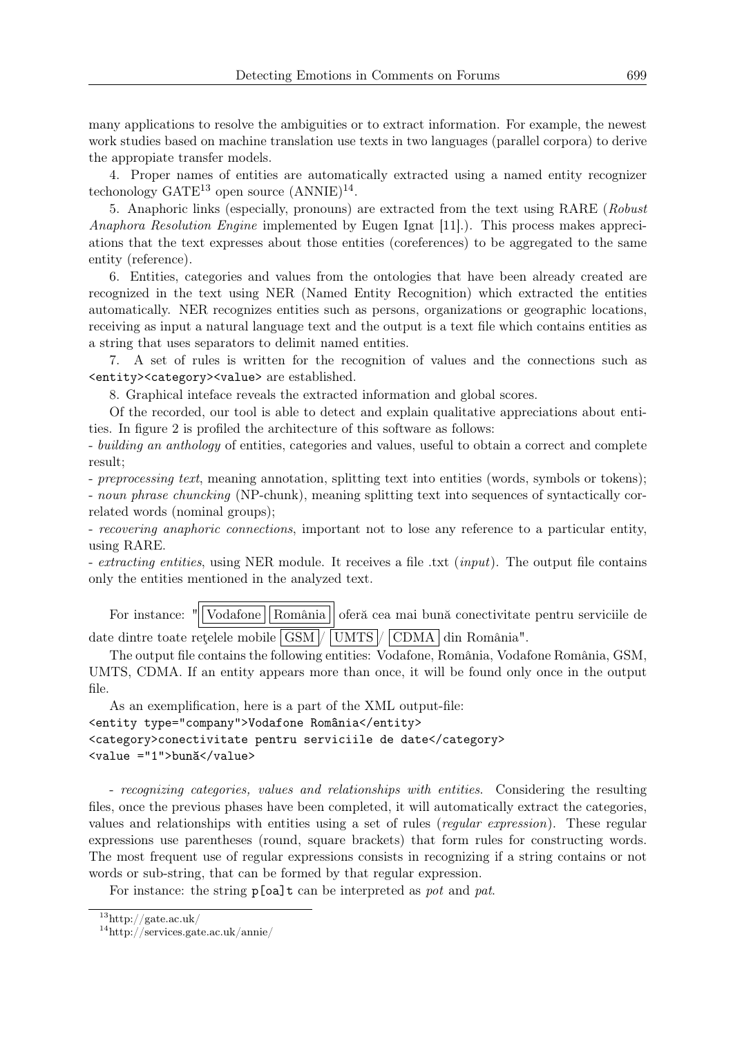many applications to resolve the ambiguities or to extract information. For example, the newest work studies based on machine translation use texts in two languages (parallel corpora) to derive the appropiate transfer models.

4. Proper names of entities are automatically extracted using a named entity recognizer techonology GATE[13] open source (ANNIE)[14].

5. Anaphoric links (especially, pronouns) are extracted from the text using RARE (*Robust Anaphora Resolution Engine* implemented by Eugen Ignat [11].). This process makes appreciations that the text expresses about those entities (coreferences) to be aggregated to the same entity (reference).

6. Entities, categories and values from the ontologies that have been already created are recognized in the text using NER (Named Entity Recognition) which extracted the entities automatically. NER recognizes entities such as persons, organizations or geographic locations, receiving as input a natural language text and the output is a text file which contains entities as a string that uses separators to delimit named entities.

7. A set of rules is written for the recognition of values and the connections such as `<entity><category><value>` are established.

8. Graphical inteface reveals the extracted information and global scores.

Of the recorded, our tool is able to detect and explain qualitative appreciations about entities. In figure 2 is profiled the architecture of this software as follows:

- *building an anthology* of entities, categories and values, useful to obtain a correct and complete result;
- *preprocessing text*, meaning annotation, splitting text into entities (words, symbols or tokens);
- *noun phrase chuncking* (NP-chunk), meaning splitting text into sequences of syntactically correlated words (nominal groups);
- *recovering anaphoric connections*, important not to lose any reference to a particular entity, using RARE.
- *extracting entities*, using NER module. It receives a file .txt (*input*). The output file contains only the entities mentioned in the analyzed text.

For instance: "[[Vodafone] [România]] oferă cea mai bună conectivitate pentru serviciile de date dintre toate reţelele mobile [GSM]/ [UMTS]/ [CDMA] din România".

The output file contains the following entities: Vodafone, România, Vodafone România, GSM, UMTS, CDMA. If an entity appears more than once, it will be found only once in the output file.

As an exemplification, here is a part of the XML output-file:

```
<entity type="company">Vodafone România</entity>
<category>conectivitate pentru serviciile de date</category>
<value ="1">bună</value>
```

- *recognizing categories, values and relationships with entities*. Considering the resulting files, once the previous phases have been completed, it will automatically extract the categories, values and relationships with entities using a set of rules (*regular expression*). These regular expressions use parentheses (round, square brackets) that form rules for constructing words. The most frequent use of regular expressions consists in recognizing if a string contains or not words or sub-string, that can be formed by that regular expression.

For instance: the string `p[oa]t` can be interpreted as *pot* and *pat*.

[13] http://gate.ac.uk/

[14] http://services.gate.ac.uk/annie/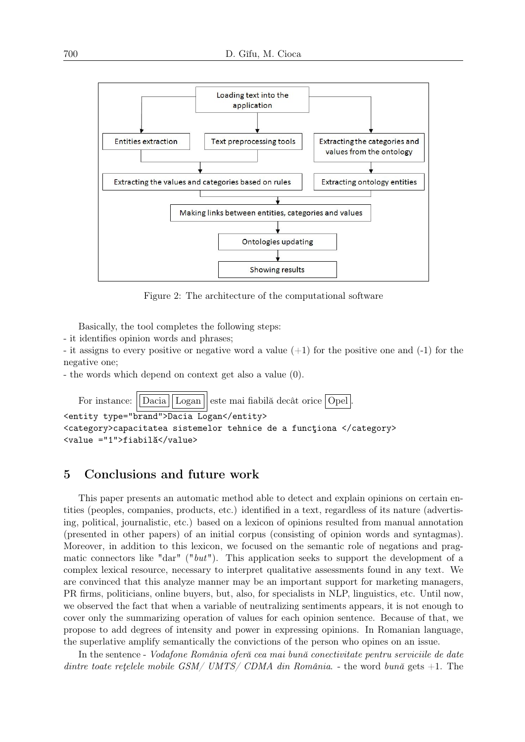Figure 2: The architecture of the computational software

Basically, the tool completes the following steps:
- it identifies opinion words and phrases;
- it assigns to every positive or negative word a value (+1) for the positive one and (-1) for the negative one;
- the words which depend on context get also a value (0).

For instance: Dacia Logan este mai fiabilă decât orice Opel.

```
<entity type="brand">Dacia Logan</entity>
<category>capacitatea sistemelor tehnice de a funcţiona </category>
<value ="1">fiabilă</value>
```

## 5 Conclusions and future work

This paper presents an automatic method able to detect and explain opinions on certain entities (peoples, companies, products, etc.) identified in a text, regardless of its nature (advertising, political, journalistic, etc.) based on a lexicon of opinions resulted from manual annotation (presented in other papers) of an initial corpus (consisting of opinion words and syntagmas). Moreover, in addition to this lexicon, we focused on the semantic role of negations and pragmatic connectors like "dar" ("*but*"). This application seeks to support the development of a complex lexical resource, necessary to interpret qualitative assessments found in any text. We are convinced that this analyze manner may be an important support for marketing managers, PR firms, politicians, online buyers, but, also, for specialists in NLP, linguistics, etc. Until now, we observed the fact that when a variable of neutralizing sentiments appears, it is not enough to cover only the summarizing operation of values for each opinion sentence. Because of that, we propose to add degrees of intensity and power in expressing opinions. In Romanian language, the superlative amplify semantically the convictions of the person who opines on an issue.

In the sentence - *Vodafone România oferă cea mai bună conectivitate pentru serviciile de date dintre toate reţelele mobile GSM/ UMTS/ CDMA din România.* - the word *bună* gets +1. The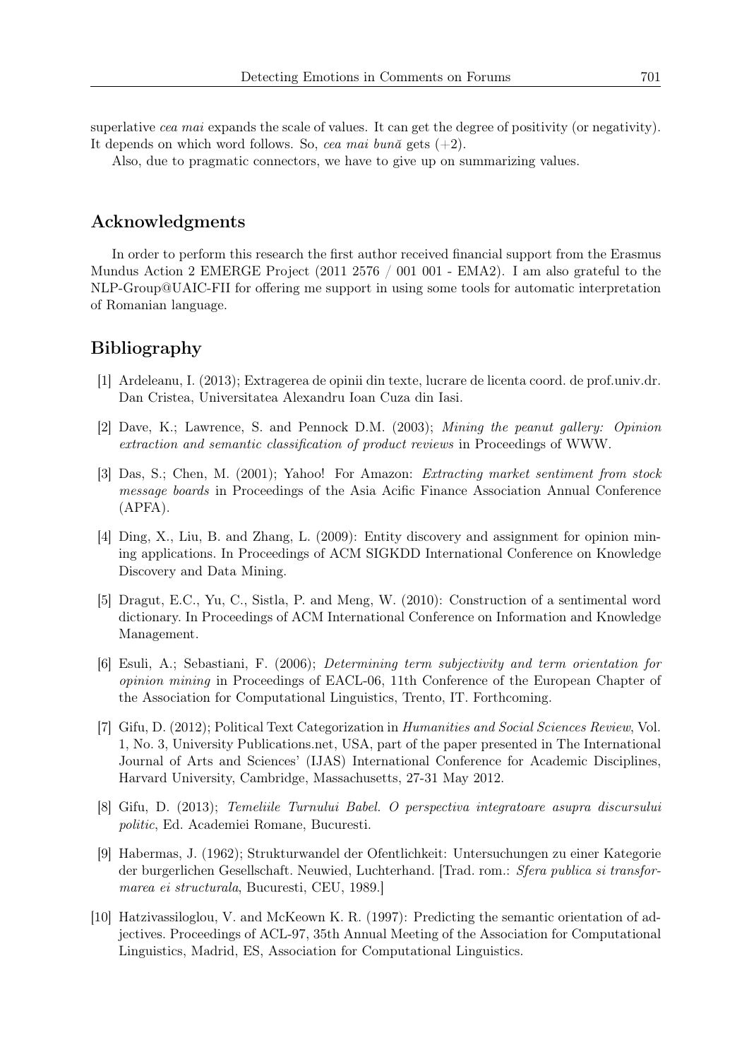superlative *cea mai* expands the scale of values. It can get the degree of positivity (or negativity). It depends on which word follows. So, *cea mai bună* gets (+2).

Also, due to pragmatic connectors, we have to give up on summarizing values.

## Acknowledgments

In order to perform this research the first author received financial support from the Erasmus Mundus Action 2 EMERGE Project (2011 2576 / 001 001 - EMA2). I am also grateful to the NLP-Group@UAIC-FII for offering me support in using some tools for automatic interpretation of Romanian language.

## Bibliography

[1] Ardeleanu, I. (2013); Extragerea de opinii din texte, lucrare de licenta coord. de prof.univ.dr. Dan Cristea, Universitatea Alexandru Ioan Cuza din Iasi.

[2] Dave, K.; Lawrence, S. and Pennock D.M. (2003); *Mining the peanut gallery: Opinion extraction and semantic classification of product reviews* in Proceedings of WWW.

[3] Das, S.; Chen, M. (2001); Yahoo! For Amazon: *Extracting market sentiment from stock message boards* in Proceedings of the Asia Acific Finance Association Annual Conference (APFA).

[4] Ding, X., Liu, B. and Zhang, L. (2009): Entity discovery and assignment for opinion mining applications. In Proceedings of ACM SIGKDD International Conference on Knowledge Discovery and Data Mining.

[5] Dragut, E.C., Yu, C., Sistla, P. and Meng, W. (2010): Construction of a sentimental word dictionary. In Proceedings of ACM International Conference on Information and Knowledge Management.

[6] Esuli, A.; Sebastiani, F. (2006); *Determining term subjectivity and term orientation for opinion mining* in Proceedings of EACL-06, 11th Conference of the European Chapter of the Association for Computational Linguistics, Trento, IT. Forthcoming.

[7] Gifu, D. (2012); Political Text Categorization in *Humanities and Social Sciences Review*, Vol. 1, No. 3, University Publications.net, USA, part of the paper presented in The International Journal of Arts and Sciences' (IJAS) International Conference for Academic Disciplines, Harvard University, Cambridge, Massachusetts, 27-31 May 2012.

[8] Gifu, D. (2013); *Temeliile Turnului Babel. O perspectiva integratoare asupra discursului politic*, Ed. Academiei Romane, Bucuresti.

[9] Habermas, J. (1962); Strukturwandel der Ofentlichkeit: Untersuchungen zu einer Kategorie der burgerlichen Gesellschaft. Neuwied, Luchterhand. [Trad. rom.: *Sfera publica si transformarea ei structurala*, Bucuresti, CEU, 1989.]

[10] Hatzivassiloglou, V. and McKeown K. R. (1997): Predicting the semantic orientation of adjectives. Proceedings of ACL-97, 35th Annual Meeting of the Association for Computational Linguistics, Madrid, ES, Association for Computational Linguistics.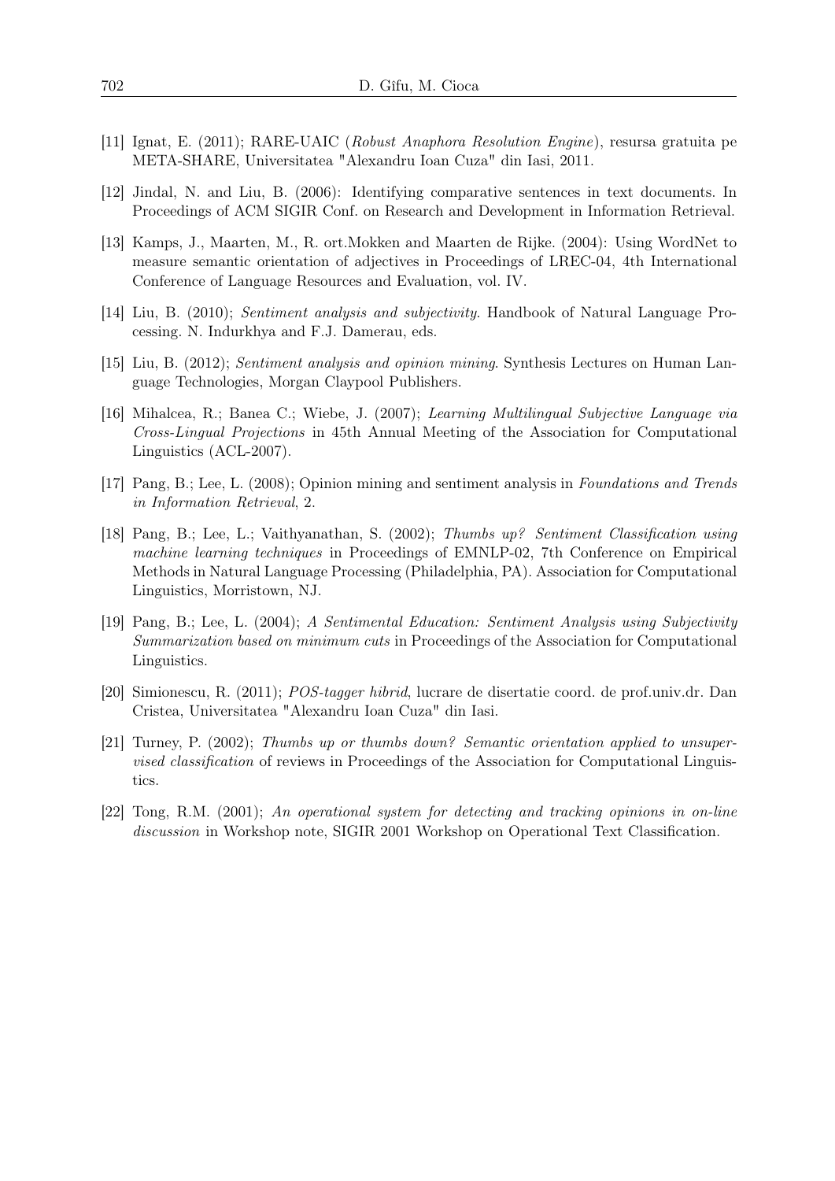[11] Ignat, E. (2011); RARE-UAIC (*Robust Anaphora Resolution Engine*), resursa gratuita pe META-SHARE, Universitatea "Alexandru Ioan Cuza" din Iasi, 2011.

[12] Jindal, N. and Liu, B. (2006): Identifying comparative sentences in text documents. In Proceedings of ACM SIGIR Conf. on Research and Development in Information Retrieval.

[13] Kamps, J., Maarten, M., R. ort.Mokken and Maarten de Rijke. (2004): Using WordNet to measure semantic orientation of adjectives in Proceedings of LREC-04, 4th International Conference of Language Resources and Evaluation, vol. IV.

[14] Liu, B. (2010); *Sentiment analysis and subjectivity*. Handbook of Natural Language Processing. N. Indurkhya and F.J. Damerau, eds.

[15] Liu, B. (2012); *Sentiment analysis and opinion mining*. Synthesis Lectures on Human Language Technologies, Morgan Claypool Publishers.

[16] Mihalcea, R.; Banea C.; Wiebe, J. (2007); *Learning Multilingual Subjective Language via Cross-Lingual Projections* in 45th Annual Meeting of the Association for Computational Linguistics (ACL-2007).

[17] Pang, B.; Lee, L. (2008); Opinion mining and sentiment analysis in *Foundations and Trends in Information Retrieval*, 2.

[18] Pang, B.; Lee, L.; Vaithyanathan, S. (2002); *Thumbs up? Sentiment Classification using machine learning techniques* in Proceedings of EMNLP-02, 7th Conference on Empirical Methods in Natural Language Processing (Philadelphia, PA). Association for Computational Linguistics, Morristown, NJ.

[19] Pang, B.; Lee, L. (2004); *A Sentimental Education: Sentiment Analysis using Subjectivity Summarization based on minimum cuts* in Proceedings of the Association for Computational Linguistics.

[20] Simionescu, R. (2011); *POS-tagger hibrid*, lucrare de disertatie coord. de prof.univ.dr. Dan Cristea, Universitatea "Alexandru Ioan Cuza" din Iasi.

[21] Turney, P. (2002); *Thumbs up or thumbs down? Semantic orientation applied to unsupervised classification* of reviews in Proceedings of the Association for Computational Linguistics.

[22] Tong, R.M. (2001); *An operational system for detecting and tracking opinions in on-line discussion* in Workshop note, SIGIR 2001 Workshop on Operational Text Classification.